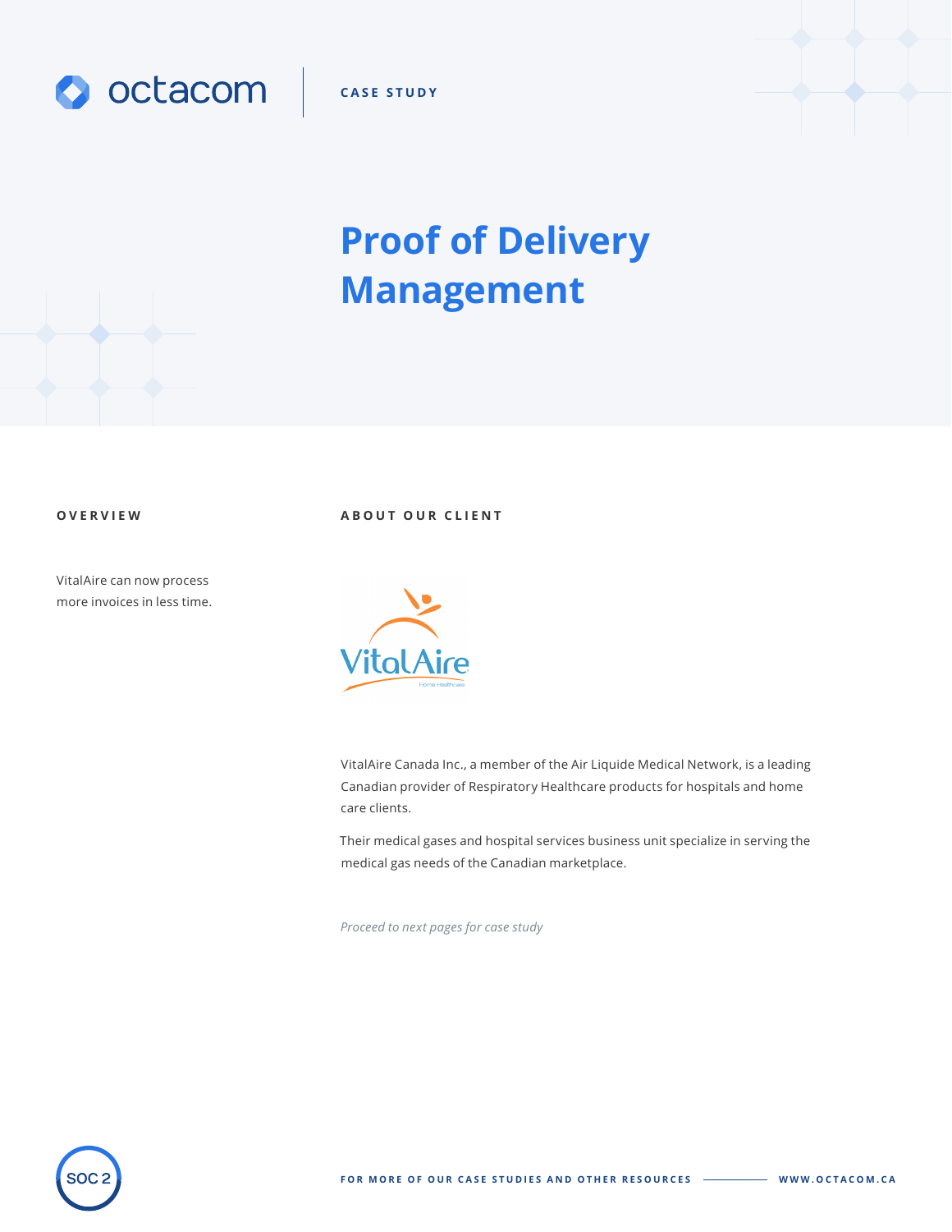CASE STUDY

# Proof of Delivery Management

## OVERVIEW

VitalAire can now process more invoices in less time.

## ABOUT OUR CLIENT

VitalAire Canada Inc., a member of the Air Liquide Medical Network, is a leading Canadian provider of Respiratory Healthcare products for hospitals and home care clients.

Their medical gases and hospital services business unit specialize in serving the medical gas needs of the Canadian marketplace.

*Proceed to next pages for case study*

FOR MORE OF OUR CASE STUDIES AND OTHER RESOURCES — WWW.OCTACOM.CA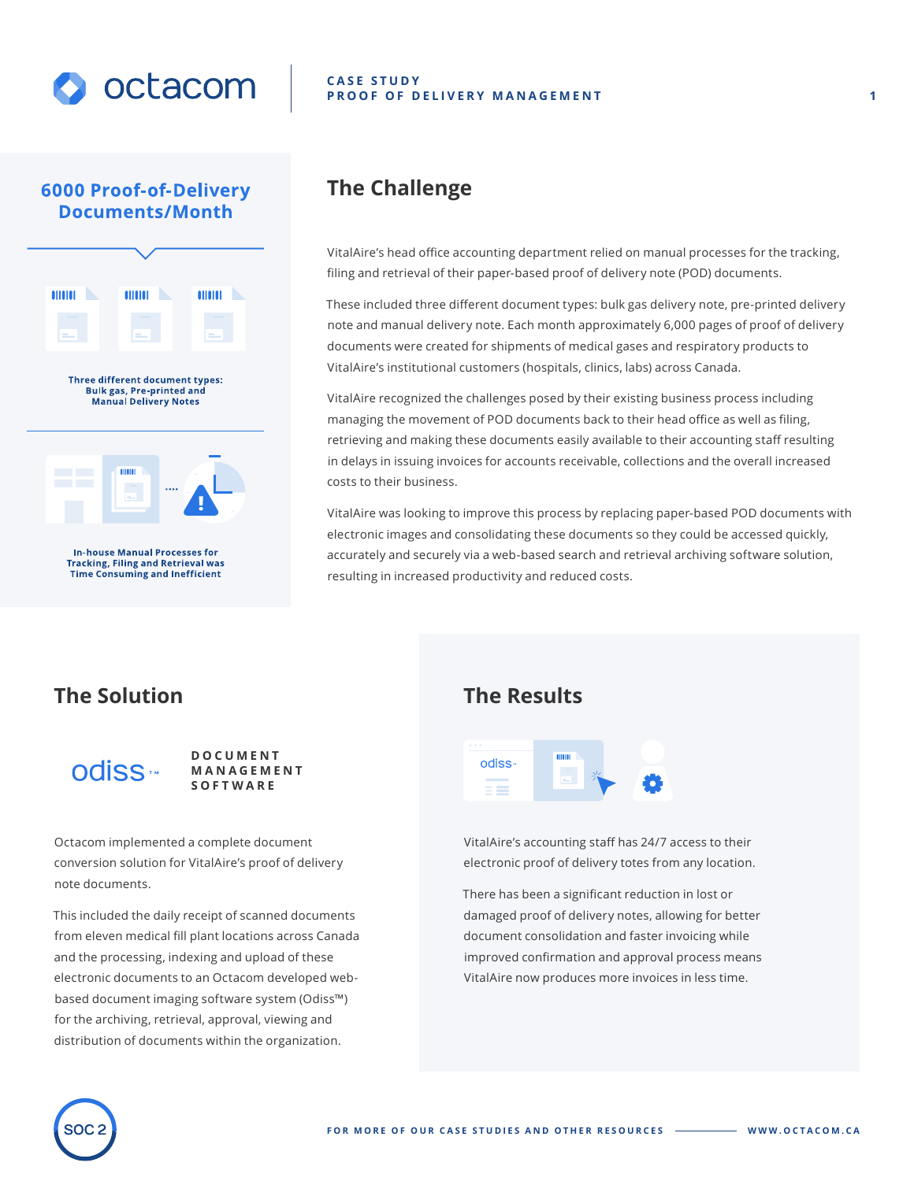octacom

CASE STUDY
PROOF OF DELIVERY MANAGEMENT

**6000 Proof-of-Delivery Documents/Month**

**Three different document types: Bulk gas, Pre-printed and Manual Delivery Notes**

**In-house Manual Processes for Tracking, Filing and Retrieval was Time Consuming and Inefficient**

## The Challenge

VitalAire's head office accounting department relied on manual processes for the tracking, filing and retrieval of their paper-based proof of delivery note (POD) documents.

These included three different document types: bulk gas delivery note, pre-printed delivery note and manual delivery note. Each month approximately 6,000 pages of proof of delivery documents were created for shipments of medical gases and respiratory products to VitalAire's institutional customers (hospitals, clinics, labs) across Canada.

VitalAire recognized the challenges posed by their existing business process including managing the movement of POD documents back to their head office as well as filing, retrieving and making these documents easily available to their accounting staff resulting in delays in issuing invoices for accounts receivable, collections and the overall increased costs to their business.

VitalAire was looking to improve this process by replacing paper-based POD documents with electronic images and consolidating these documents so they could be accessed quickly, accurately and securely via a web-based search and retrieval archiving software solution, resulting in increased productivity and reduced costs.

## The Solution

odiss™ DOCUMENT MANAGEMENT SOFTWARE

Octacom implemented a complete document conversion solution for VitalAire's proof of delivery note documents.

This included the daily receipt of scanned documents from eleven medical fill plant locations across Canada and the processing, indexing and upload of these electronic documents to an Octacom developed web-based document imaging software system (Odiss™) for the archiving, retrieval, approval, viewing and distribution of documents within the organization.

## The Results

VitalAire's accounting staff has 24/7 access to their electronic proof of delivery totes from any location.

There has been a significant reduction in lost or damaged proof of delivery notes, allowing for better document consolidation and faster invoicing while improved confirmation and approval process means VitalAire now produces more invoices in less time.

SOC 2

FOR MORE OF OUR CASE STUDIES AND OTHER RESOURCES — WWW.OCTACOM.CA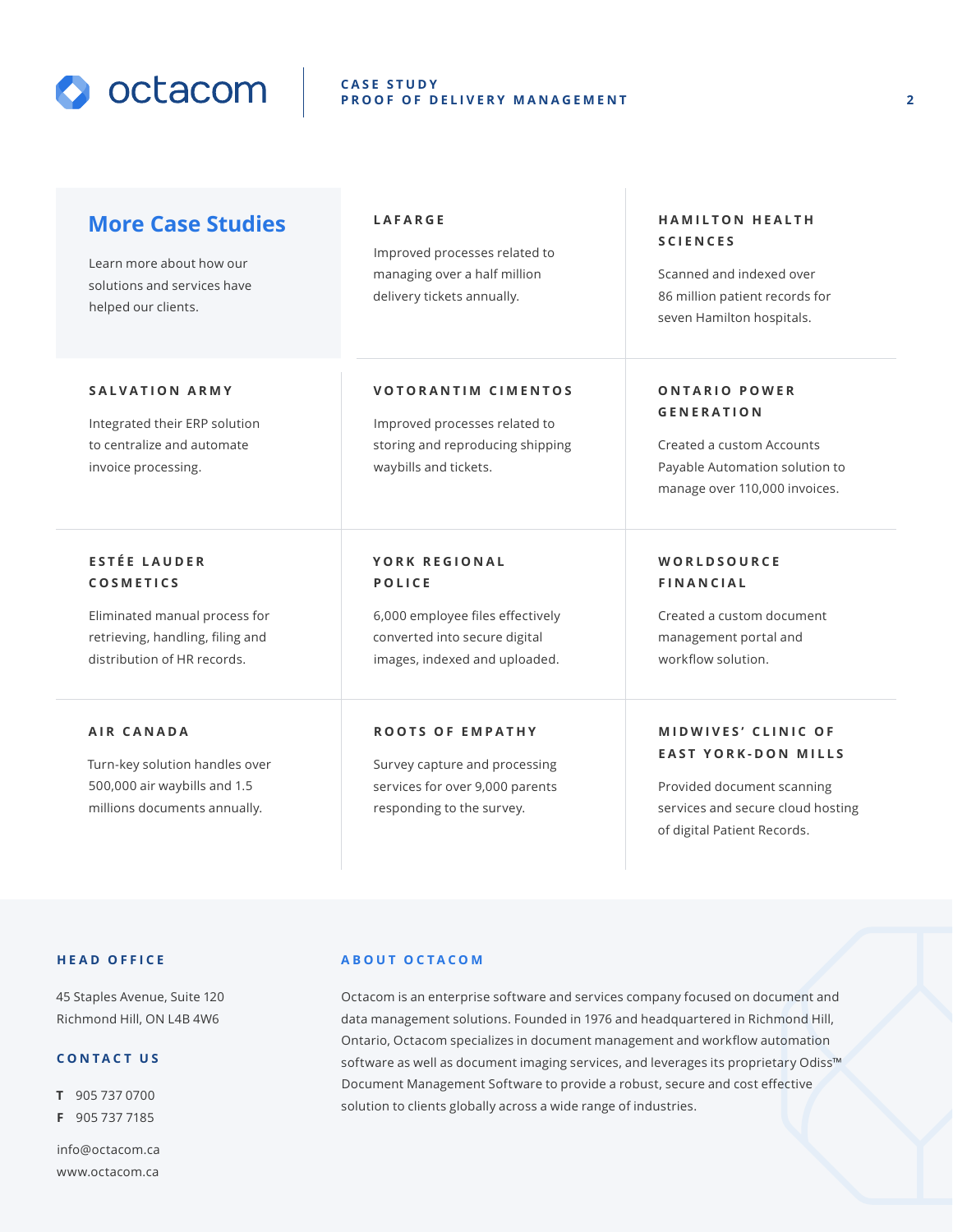## More Case Studies

Learn more about how our solutions and services have helped our clients.

### LAFARGE

Improved processes related to managing over a half million delivery tickets annually.

### HAMILTON HEALTH SCIENCES

Scanned and indexed over 86 million patient records for seven Hamilton hospitals.

### SALVATION ARMY

Integrated their ERP solution to centralize and automate invoice processing.

### VOTORANTIM CIMENTOS

Improved processes related to storing and reproducing shipping waybills and tickets.

### ONTARIO POWER GENERATION

Created a custom Accounts Payable Automation solution to manage over 110,000 invoices.

### ESTÉE LAUDER COSMETICS

Eliminated manual process for retrieving, handling, filing and distribution of HR records.

### YORK REGIONAL POLICE

6,000 employee files effectively converted into secure digital images, indexed and uploaded.

### WORLDSOURCE FINANCIAL

Created a custom document management portal and workflow solution.

### AIR CANADA

Turn-key solution handles over 500,000 air waybills and 1.5 millions documents annually.

### ROOTS OF EMPATHY

Survey capture and processing services for over 9,000 parents responding to the survey.

### MIDWIVES' CLINIC OF EAST YORK-DON MILLS

Provided document scanning services and secure cloud hosting of digital Patient Records.

### HEAD OFFICE

45 Staples Avenue, Suite 120
Richmond Hill, ON L4B 4W6

### CONTACT US

**T** 905 737 0700
**F** 905 737 7185

info@octacom.ca
www.octacom.ca

### ABOUT OCTACOM

Octacom is an enterprise software and services company focused on document and data management solutions. Founded in 1976 and headquartered in Richmond Hill, Ontario, Octacom specializes in document management and workflow automation software as well as document imaging services, and leverages its proprietary Odiss™ Document Management Software to provide a robust, secure and cost effective solution to clients globally across a wide range of industries.